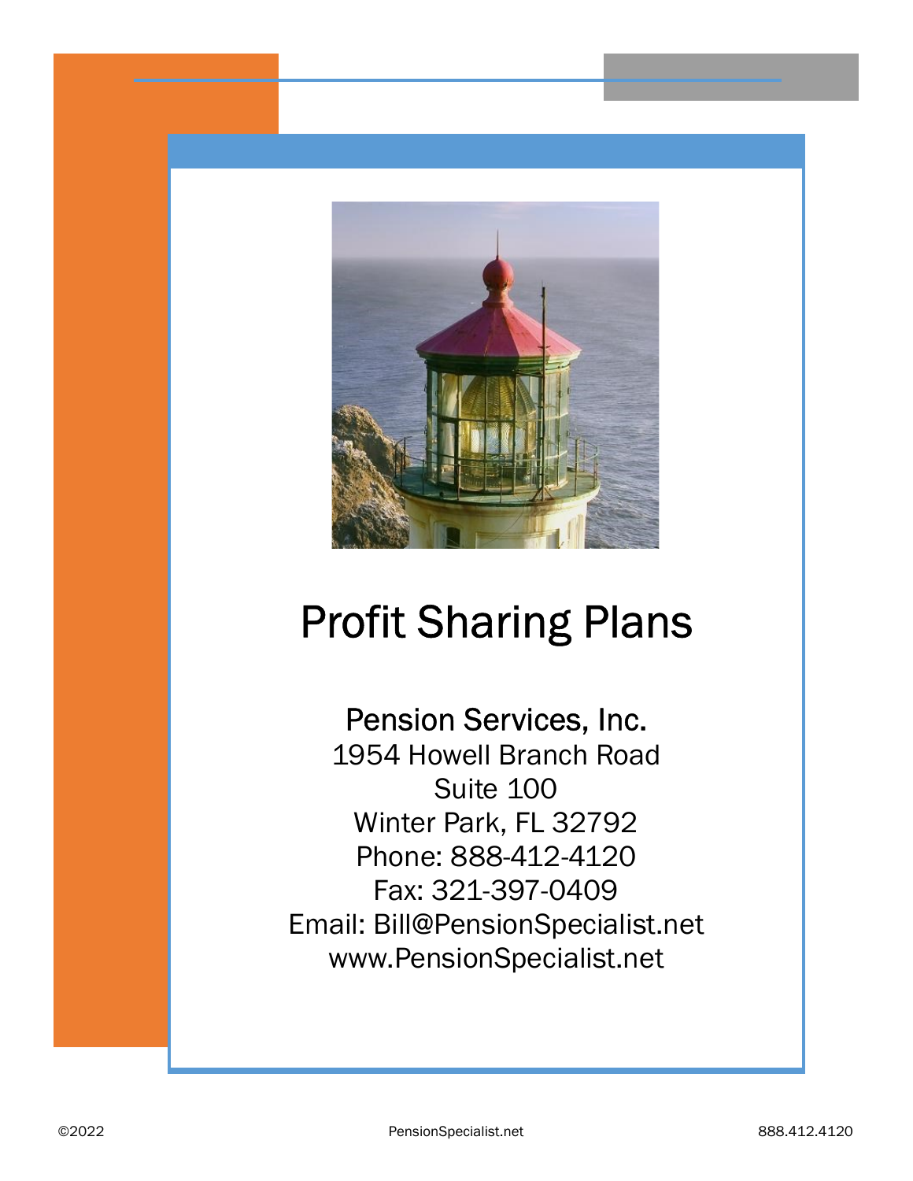# Profit Sharing Plans

Pension Services, Inc.
1954 Howell Branch Road
Suite 100
Winter Park, FL 32792
Phone: 888-412-4120
Fax: 321-397-0409
Email: Bill@PensionSpecialist.net
www.PensionSpecialist.net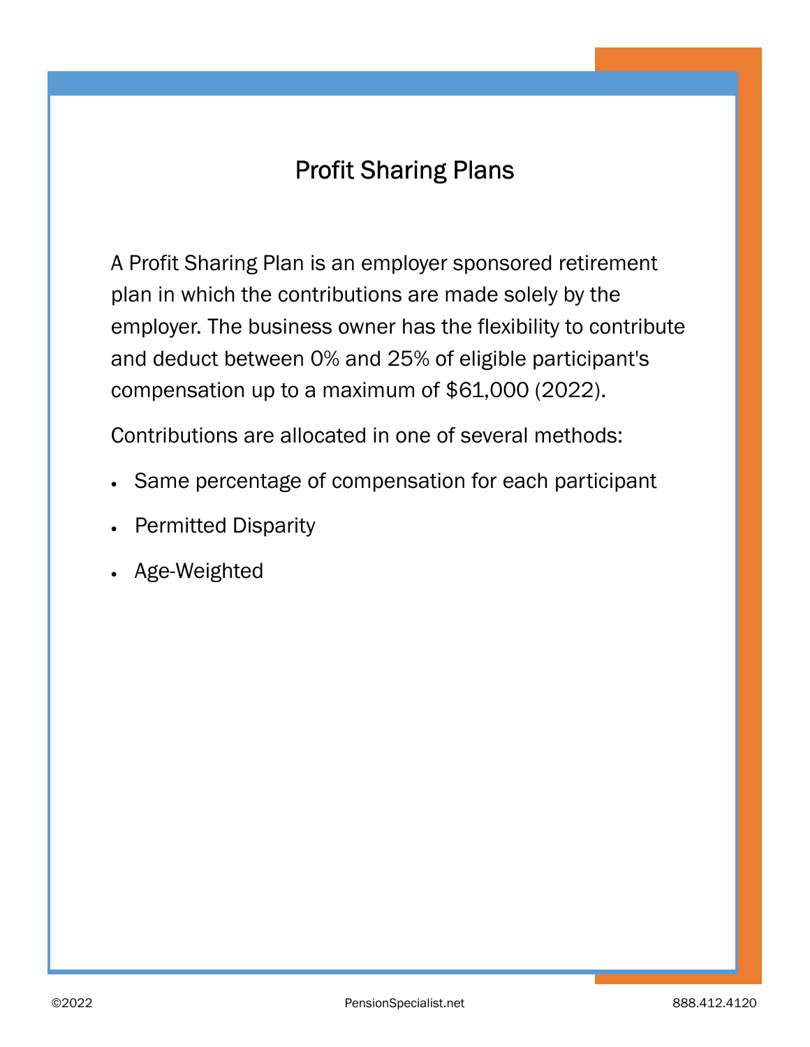# Profit Sharing Plans

A Profit Sharing Plan is an employer sponsored retirement plan in which the contributions are made solely by the employer. The business owner has the flexibility to contribute and deduct between 0% and 25% of eligible participant's compensation up to a maximum of $61,000 (2022).

Contributions are allocated in one of several methods:

- Same percentage of compensation for each participant
- Permitted Disparity
- Age-Weighted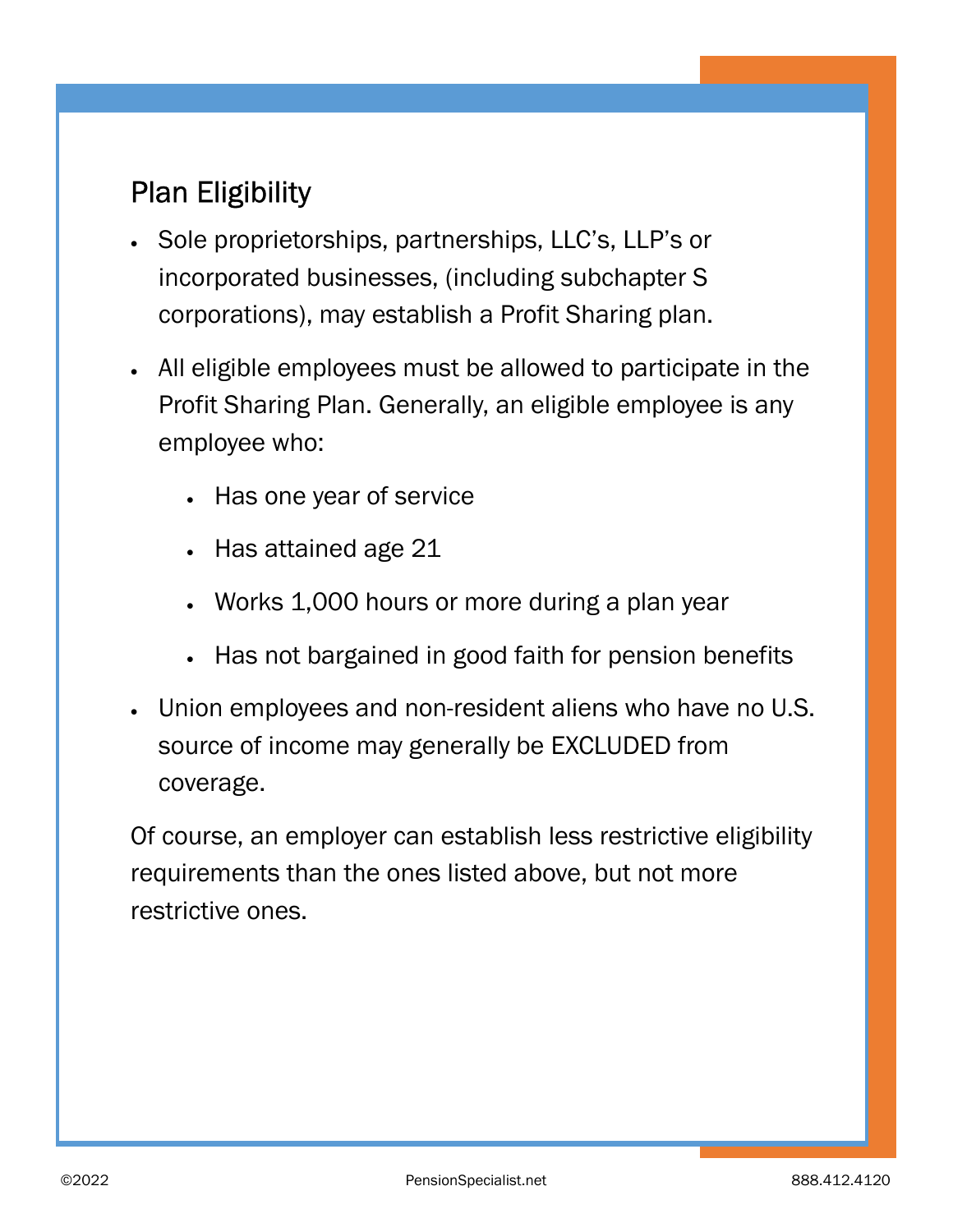## Plan Eligibility

- Sole proprietorships, partnerships, LLC's, LLP's or incorporated businesses, (including subchapter S corporations), may establish a Profit Sharing plan.
- All eligible employees must be allowed to participate in the Profit Sharing Plan. Generally, an eligible employee is any employee who:
  - Has one year of service
  - Has attained age 21
  - Works 1,000 hours or more during a plan year
  - Has not bargained in good faith for pension benefits
- Union employees and non-resident aliens who have no U.S. source of income may generally be EXCLUDED from coverage.

Of course, an employer can establish less restrictive eligibility requirements than the ones listed above, but not more restrictive ones.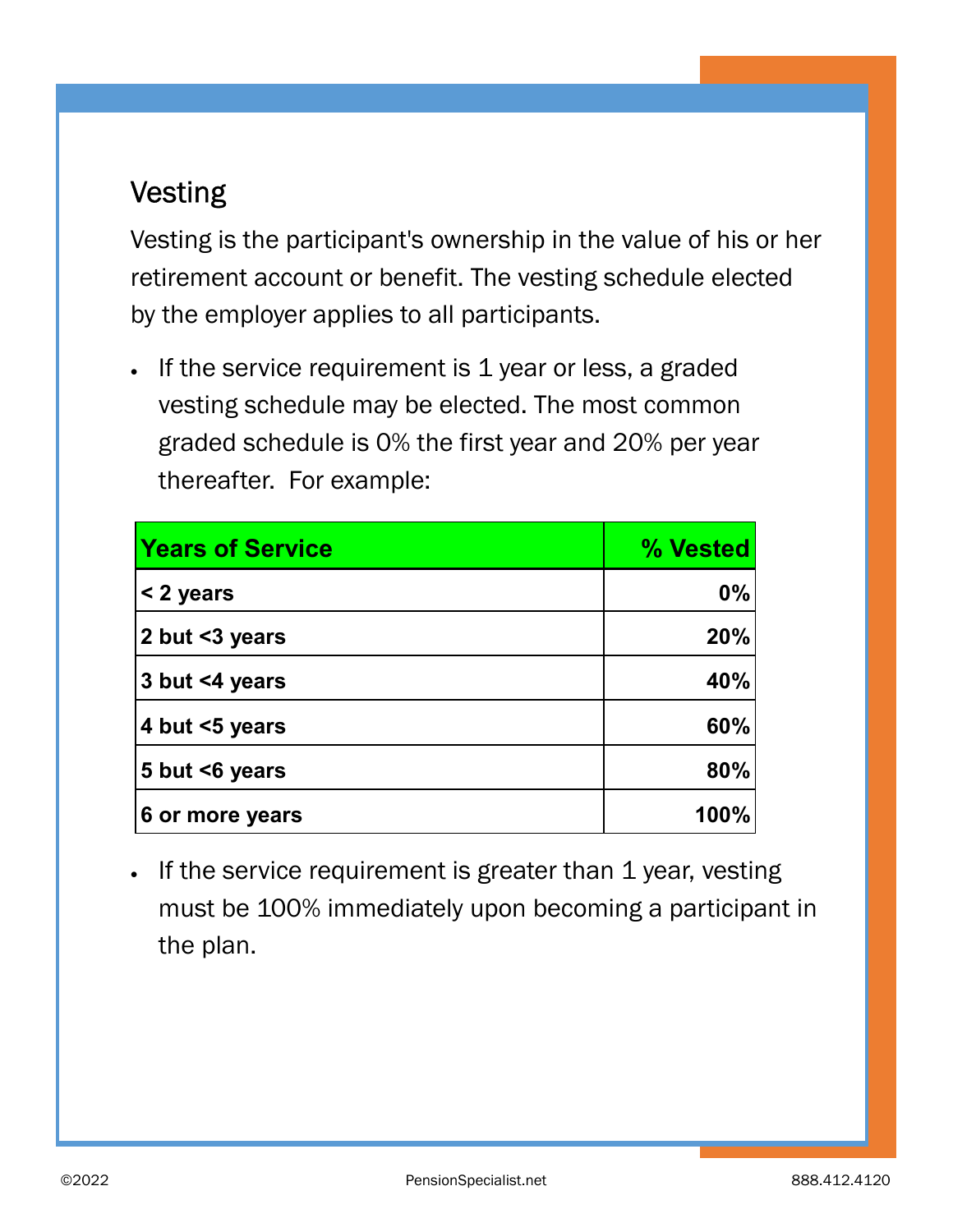## Vesting

Vesting is the participant's ownership in the value of his or her retirement account or benefit. The vesting schedule elected by the employer applies to all participants.

- If the service requirement is 1 year or less, a graded vesting schedule may be elected. The most common graded schedule is 0% the first year and 20% per year thereafter. For example:

| Years of Service | % Vested |
|---|---:|
| < 2 years | 0% |
| 2 but <3 years | 20% |
| 3 but <4 years | 40% |
| 4 but <5 years | 60% |
| 5 but <6 years | 80% |
| 6 or more years | 100% |

- If the service requirement is greater than 1 year, vesting must be 100% immediately upon becoming a participant in the plan.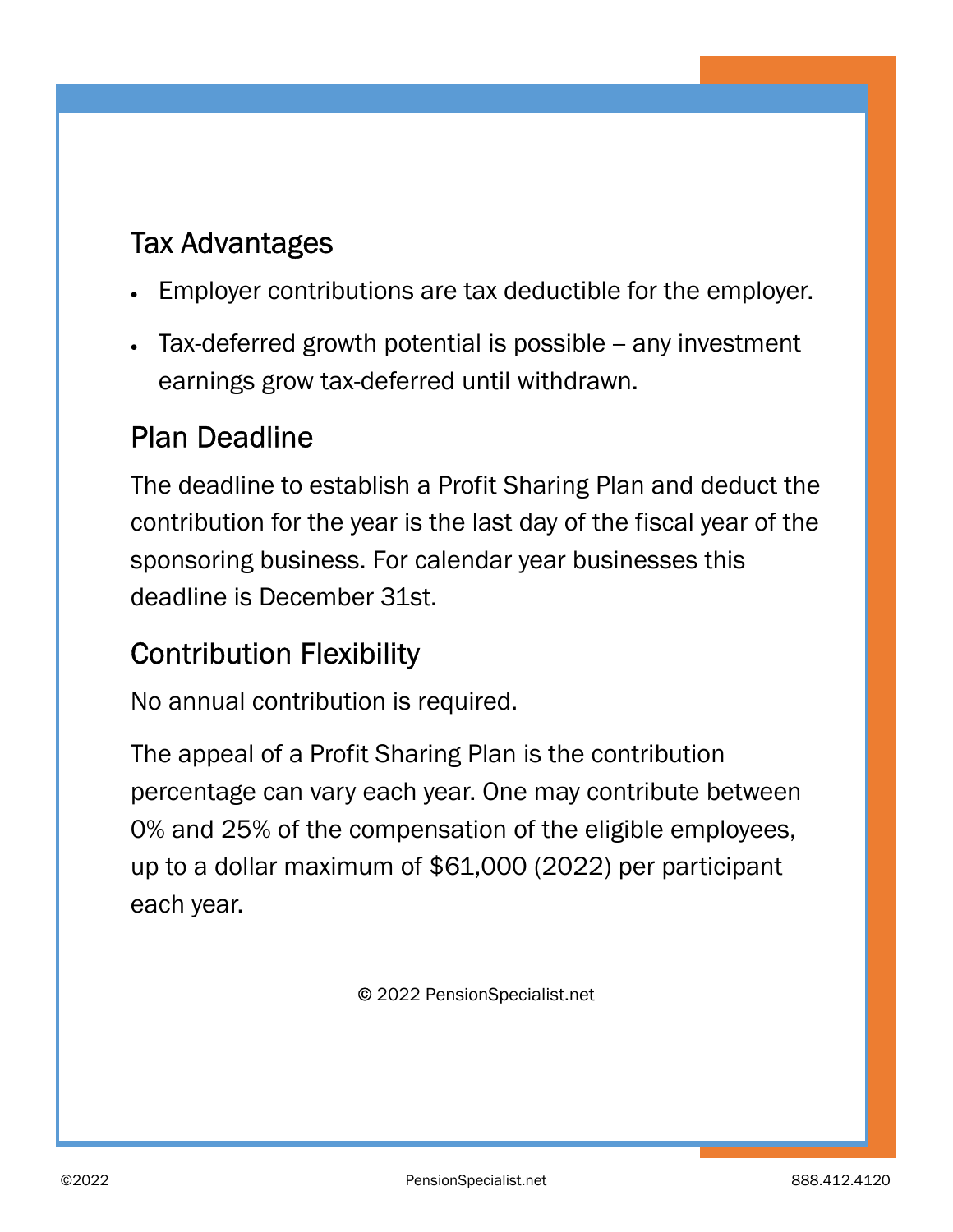## Tax Advantages

- Employer contributions are tax deductible for the employer.
- Tax-deferred growth potential is possible -- any investment earnings grow tax-deferred until withdrawn.

## Plan Deadline

The deadline to establish a Profit Sharing Plan and deduct the contribution for the year is the last day of the fiscal year of the sponsoring business. For calendar year businesses this deadline is December 31st.

## Contribution Flexibility

No annual contribution is required.

The appeal of a Profit Sharing Plan is the contribution percentage can vary each year. One may contribute between 0% and 25% of the compensation of the eligible employees, up to a dollar maximum of $61,000 (2022) per participant each year.

© 2022 PensionSpecialist.net